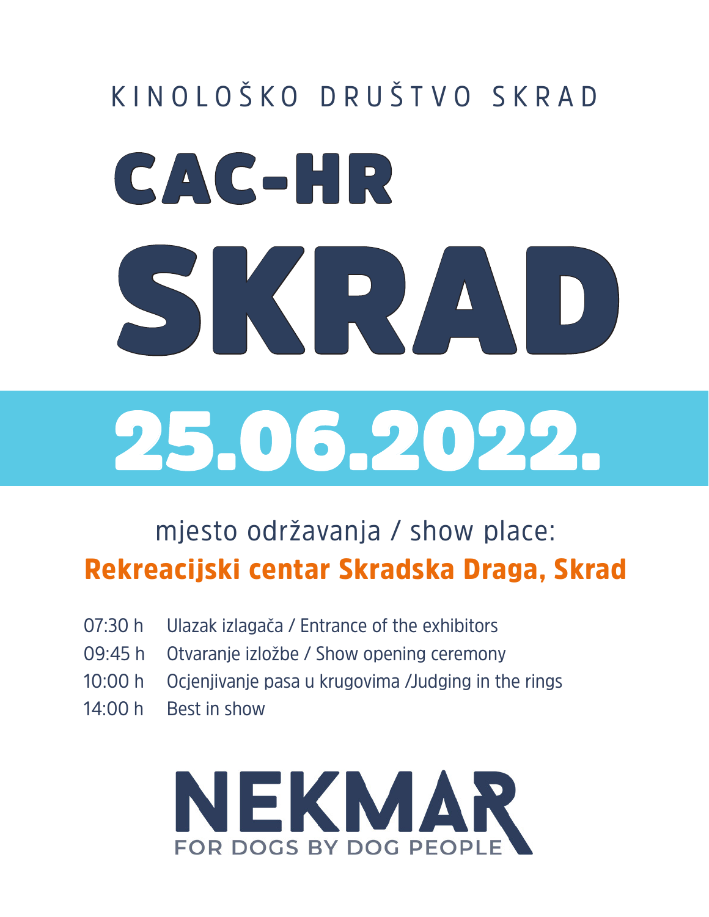KINOLOŠKO DRUŠTVO SKRAD

# CAC-HR

# SKRAD

# 25.06.2022.

mjesto održavanja / show place:

**Rekreacijski centar Skradska Draga, Skrad**

- 07:30 h Ulazak izlagača / Entrance of the exhibitors
- 09:45 h Otvaranje izložbe / Show opening ceremony
- 10:00 h Ocjenjivanje pasa u krugovima /Judging in the rings
- 14:00 h Best in show

NEKMAR

FOR DOGS BY DOG PEOPLE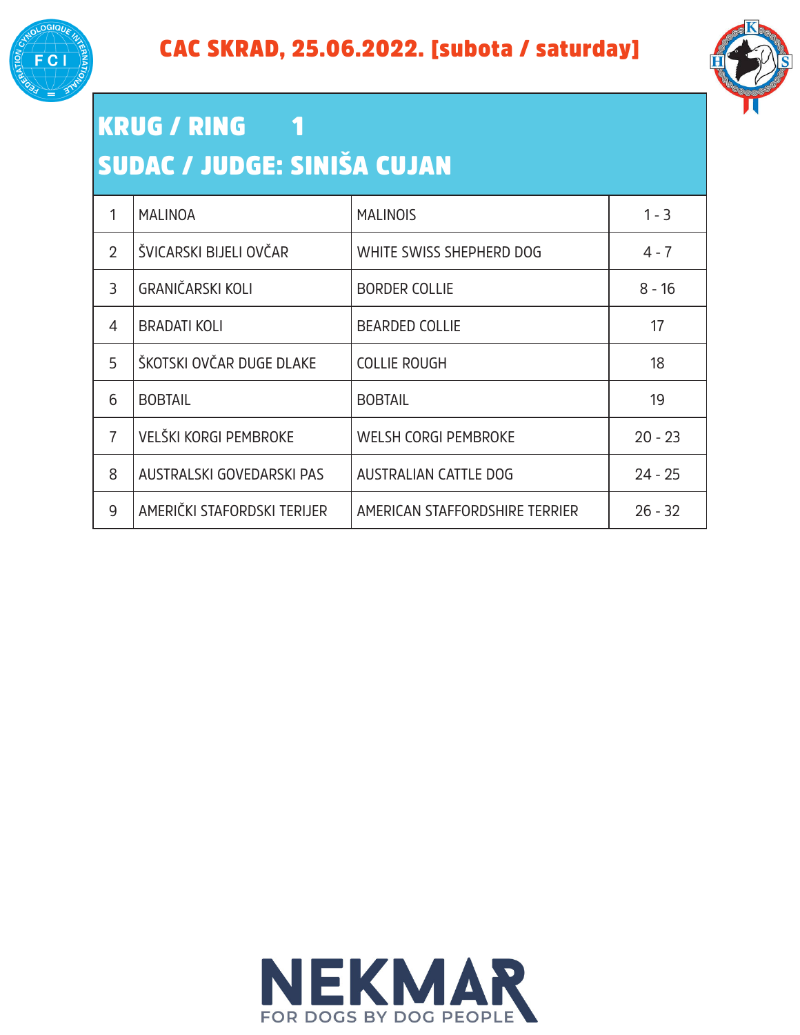# CAC SKRAD, 25.06.2022. [subota / saturday]

## KRUG / RING 1
## SUDAC / JUDGE: SINIŠA CUJAN

| | | | |
|---|---|---|---|
| 1 | MALINOA | MALINOIS | 1 - 3 |
| 2 | ŠVICARSKI BIJELI OVČAR | WHITE SWISS SHEPHERD DOG | 4 - 7 |
| 3 | GRANIČARSKI KOLI | BORDER COLLIE | 8 - 16 |
| 4 | BRADATI KOLI | BEARDED COLLIE | 17 |
| 5 | ŠKOTSKI OVČAR DUGE DLAKE | COLLIE ROUGH | 18 |
| 6 | BOBTAIL | BOBTAIL | 19 |
| 7 | VELŠKI KORGI PEMBROKE | WELSH CORGI PEMBROKE | 20 - 23 |
| 8 | AUSTRALSKI GOVEDARSKI PAS | AUSTRALIAN CATTLE DOG | 24 - 25 |
| 9 | AMERIČKI STAFORDSKI TERIJER | AMERICAN STAFFORDSHIRE TERRIER | 26 - 32 |

NEKMAR
FOR DOGS BY DOG PEOPLE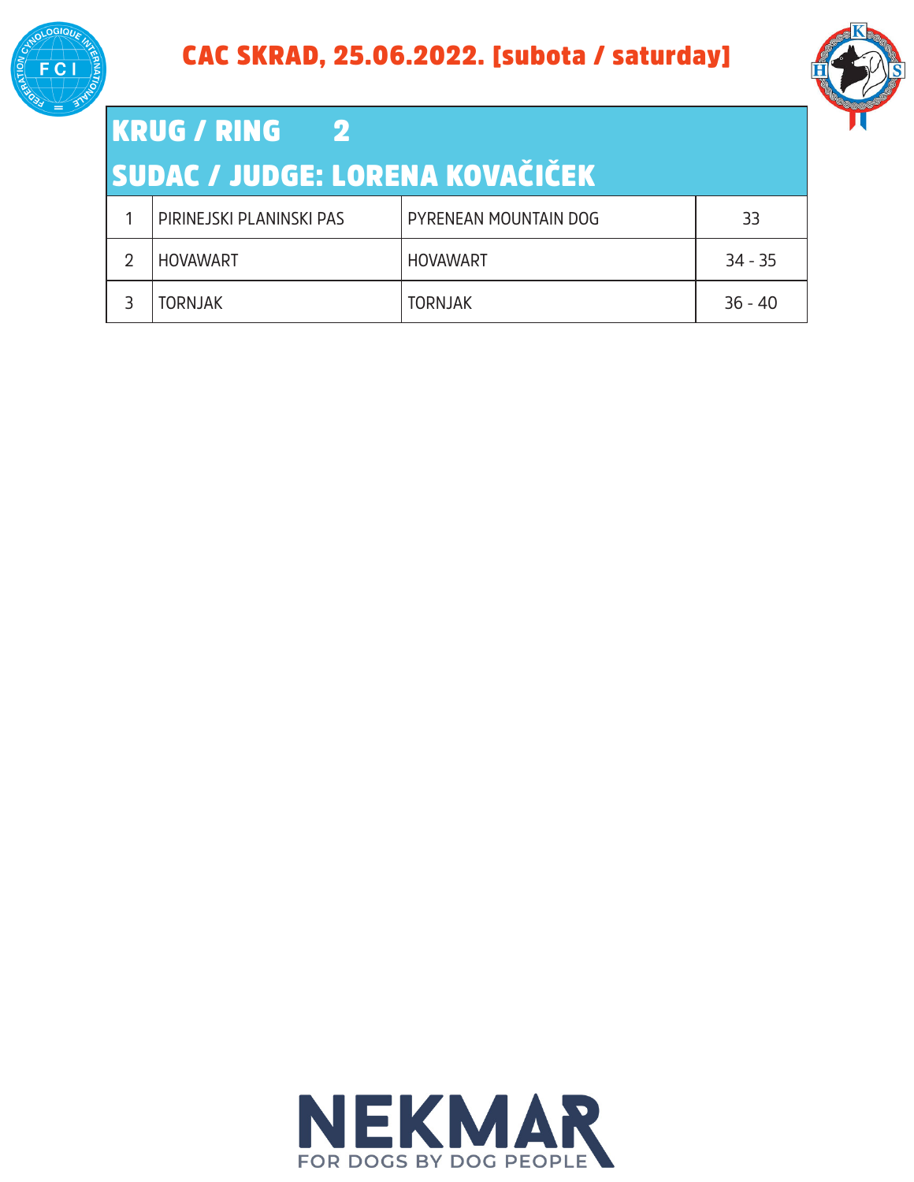# CAC SKRAD, 25.06.2022. [subota / saturday]

## KRUG / RING 2

## SUDAC / JUDGE: LORENA KOVAČIČEK

| | | | |
|---|---|---|---|
| 1 | PIRINEJSKI PLANINSKI PAS | PYRENEAN MOUNTAIN DOG | 33 |
| 2 | HOVAWART | HOVAWART | 34 - 35 |
| 3 | TORNJAK | TORNJAK | 36 - 40 |

NEKMAR
FOR DOGS BY DOG PEOPLE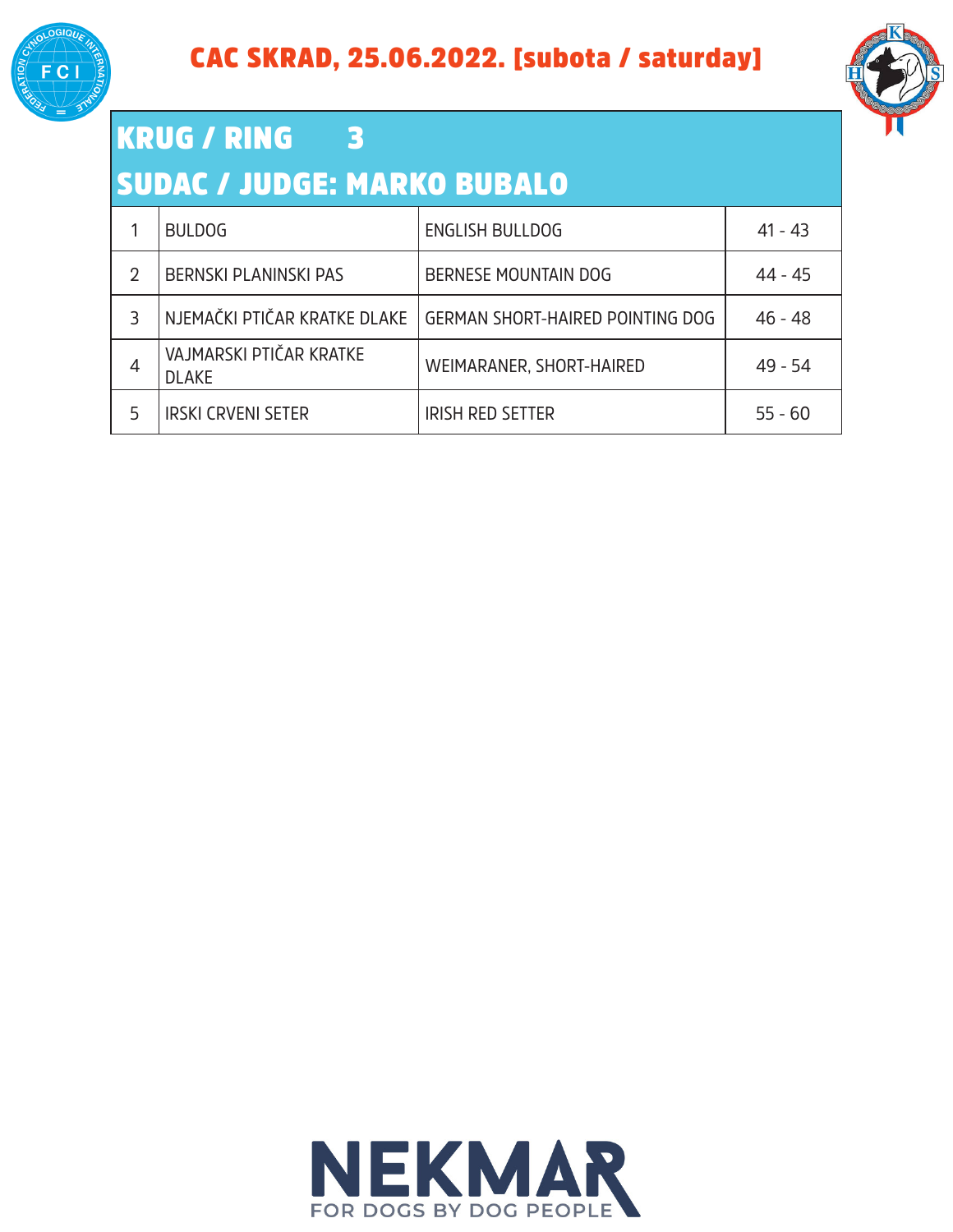# CAC SKRAD, 25.06.2022. [subota / saturday]

## KRUG / RING 3

## SUDAC / JUDGE: MARKO BUBALO

| | | | |
|---|---|---|---|
| 1 | BULDOG | ENGLISH BULLDOG | 41 - 43 |
| 2 | BERNSKI PLANINSKI PAS | BERNESE MOUNTAIN DOG | 44 - 45 |
| 3 | NJEMAČKI PTIČAR KRATKE DLAKE | GERMAN SHORT-HAIRED POINTING DOG | 46 - 48 |
| 4 | VAJMARSKI PTIČAR KRATKE DLAKE | WEIMARANER, SHORT-HAIRED | 49 - 54 |
| 5 | IRSKI CRVENI SETER | IRISH RED SETTER | 55 - 60 |

NEKMAR
FOR DOGS BY DOG PEOPLE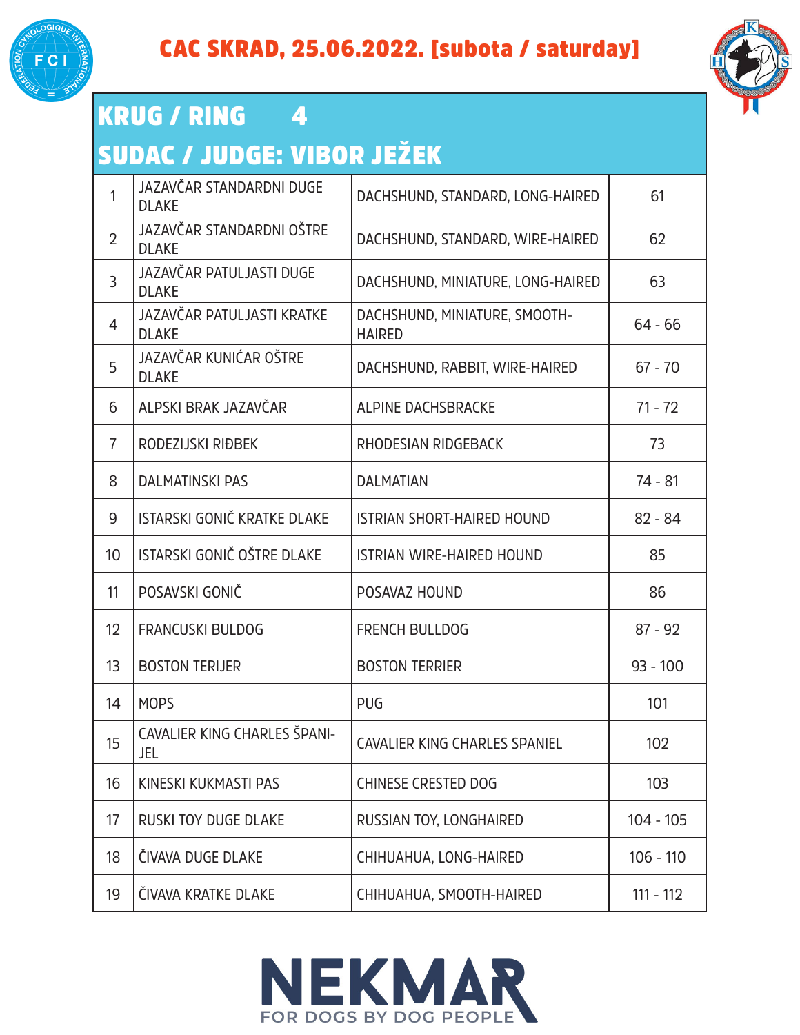# CAC SKRAD, 25.06.2022. [subota / saturday]

## KRUG / RING 4

## SUDAC / JUDGE: VIBOR JEŽEK

| | | | |
|---|---|---|---|
| 1 | JAZAVČAR STANDARDNI DUGE DLAKE | DACHSHUND, STANDARD, LONG-HAIRED | 61 |
| 2 | JAZAVČAR STANDARDNI OŠTRE DLAKE | DACHSHUND, STANDARD, WIRE-HAIRED | 62 |
| 3 | JAZAVČAR PATULJASTI DUGE DLAKE | DACHSHUND, MINIATURE, LONG-HAIRED | 63 |
| 4 | JAZAVČAR PATULJASTI KRATKE DLAKE | DACHSHUND, MINIATURE, SMOOTH-HAIRED | 64 - 66 |
| 5 | JAZAVČAR KUNIĆAR OŠTRE DLAKE | DACHSHUND, RABBIT, WIRE-HAIRED | 67 - 70 |
| 6 | ALPSKI BRAK JAZAVČAR | ALPINE DACHSBRACKE | 71 - 72 |
| 7 | RODEZIJSKI RIĐBEK | RHODESIAN RIDGEBACK | 73 |
| 8 | DALMATINSKI PAS | DALMATIAN | 74 - 81 |
| 9 | ISTARSKI GONIČ KRATKE DLAKE | ISTRIAN SHORT-HAIRED HOUND | 82 - 84 |
| 10 | ISTARSKI GONIČ OŠTRE DLAKE | ISTRIAN WIRE-HAIRED HOUND | 85 |
| 11 | POSAVSKI GONIČ | POSAVAZ HOUND | 86 |
| 12 | FRANCUSKI BULDOG | FRENCH BULLDOG | 87 - 92 |
| 13 | BOSTON TERIJER | BOSTON TERRIER | 93 - 100 |
| 14 | MOPS | PUG | 101 |
| 15 | CAVALIER KING CHARLES ŠPANIJEL | CAVALIER KING CHARLES SPANIEL | 102 |
| 16 | KINESKI KUKMASTI PAS | CHINESE CRESTED DOG | 103 |
| 17 | RUSKI TOY DUGE DLAKE | RUSSIAN TOY, LONGHAIRED | 104 - 105 |
| 18 | ČIVAVA DUGE DLAKE | CHIHUAHUA, LONG-HAIRED | 106 - 110 |
| 19 | ČIVAVA KRATKE DLAKE | CHIHUAHUA, SMOOTH-HAIRED | 111 - 112 |

NEKMAR
FOR DOGS BY DOG PEOPLE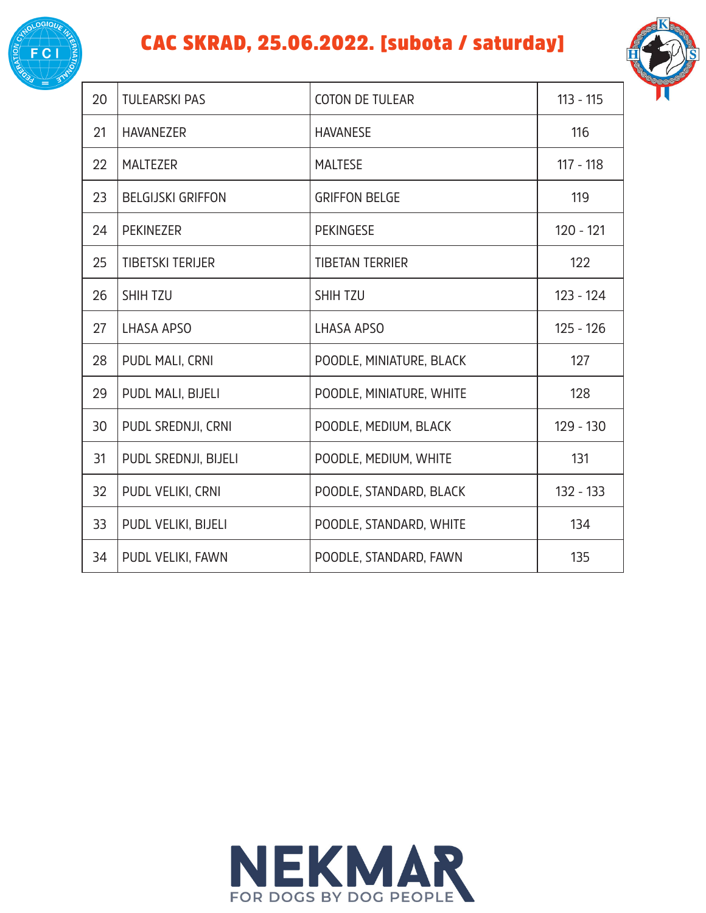# CAC SKRAD, 25.06.2022. [subota / saturday]

| 20 | TULEARSKI PAS | COTON DE TULEAR | 113 - 115 |
|---|---|---|---|
| 21 | HAVANEZER | HAVANESE | 116 |
| 22 | MALTEZER | MALTESE | 117 - 118 |
| 23 | BELGIJSKI GRIFFON | GRIFFON BELGE | 119 |
| 24 | PEKINEZER | PEKINGESE | 120 - 121 |
| 25 | TIBETSKI TERIJER | TIBETAN TERRIER | 122 |
| 26 | SHIH TZU | SHIH TZU | 123 - 124 |
| 27 | LHASA APSO | LHASA APSO | 125 - 126 |
| 28 | PUDL MALI, CRNI | POODLE, MINIATURE, BLACK | 127 |
| 29 | PUDL MALI, BIJELI | POODLE, MINIATURE, WHITE | 128 |
| 30 | PUDL SREDNJI, CRNI | POODLE, MEDIUM, BLACK | 129 - 130 |
| 31 | PUDL SREDNJI, BIJELI | POODLE, MEDIUM, WHITE | 131 |
| 32 | PUDL VELIKI, CRNI | POODLE, STANDARD, BLACK | 132 - 133 |
| 33 | PUDL VELIKI, BIJELI | POODLE, STANDARD, WHITE | 134 |
| 34 | PUDL VELIKI, FAWN | POODLE, STANDARD, FAWN | 135 |

NEKMAR
FOR DOGS BY DOG PEOPLE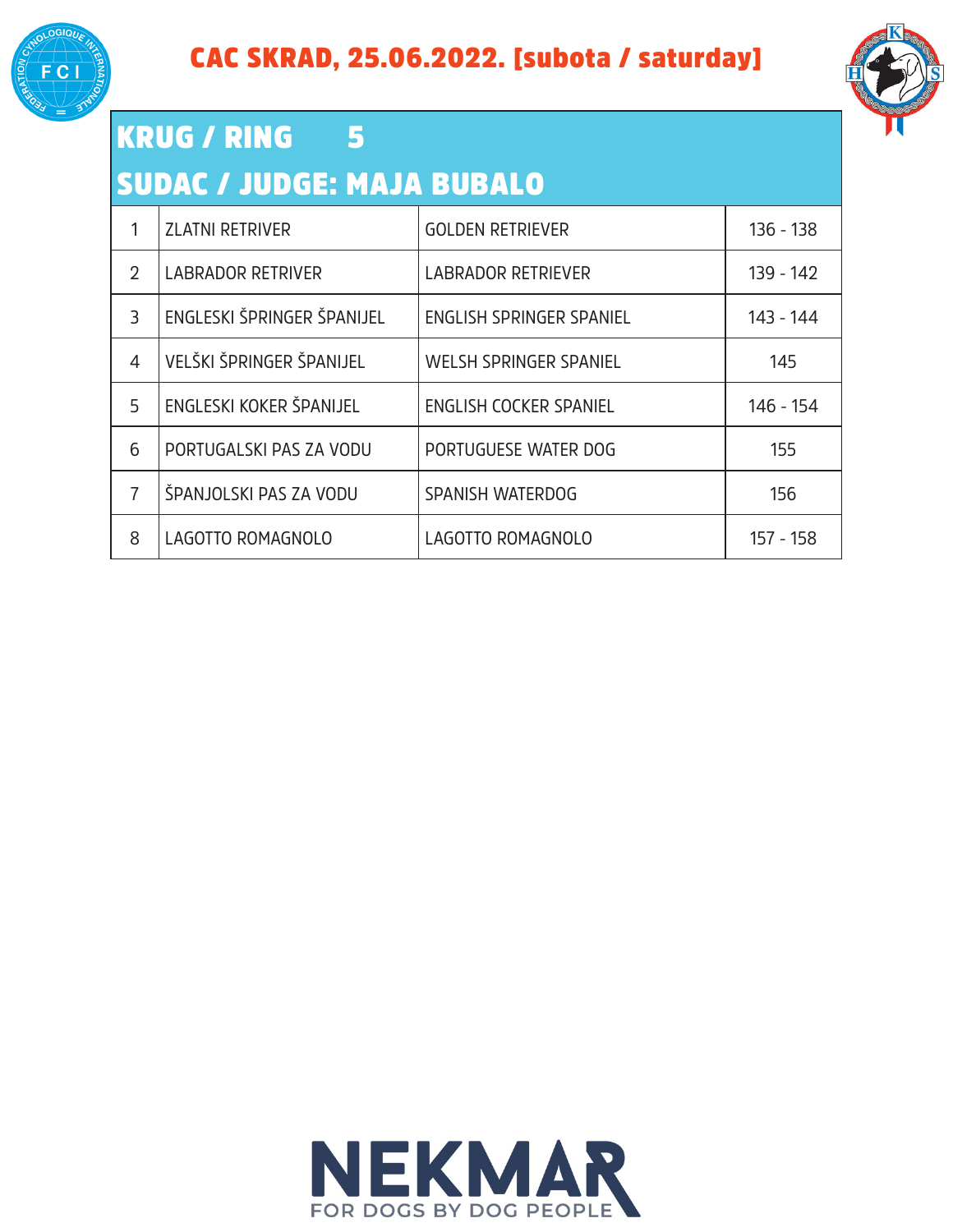# CAC SKRAD, 25.06.2022. [subota / saturday]

## KRUG / RING 5

## SUDAC / JUDGE: MAJA BUBALO

| | | | |
|---|---|---|---|
| 1 | ZLATNI RETRIVER | GOLDEN RETRIEVER | 136 - 138 |
| 2 | LABRADOR RETRIVER | LABRADOR RETRIEVER | 139 - 142 |
| 3 | ENGLESKI ŠPRINGER ŠPANIJEL | ENGLISH SPRINGER SPANIEL | 143 - 144 |
| 4 | VELŠKI ŠPRINGER ŠPANIJEL | WELSH SPRINGER SPANIEL | 145 |
| 5 | ENGLESKI KOKER ŠPANIJEL | ENGLISH COCKER SPANIEL | 146 - 154 |
| 6 | PORTUGALSKI PAS ZA VODU | PORTUGUESE WATER DOG | 155 |
| 7 | ŠPANJOLSKI PAS ZA VODU | SPANISH WATERDOG | 156 |
| 8 | LAGOTTO ROMAGNOLO | LAGOTTO ROMAGNOLO | 157 - 158 |

NEKMAR
FOR DOGS BY DOG PEOPLE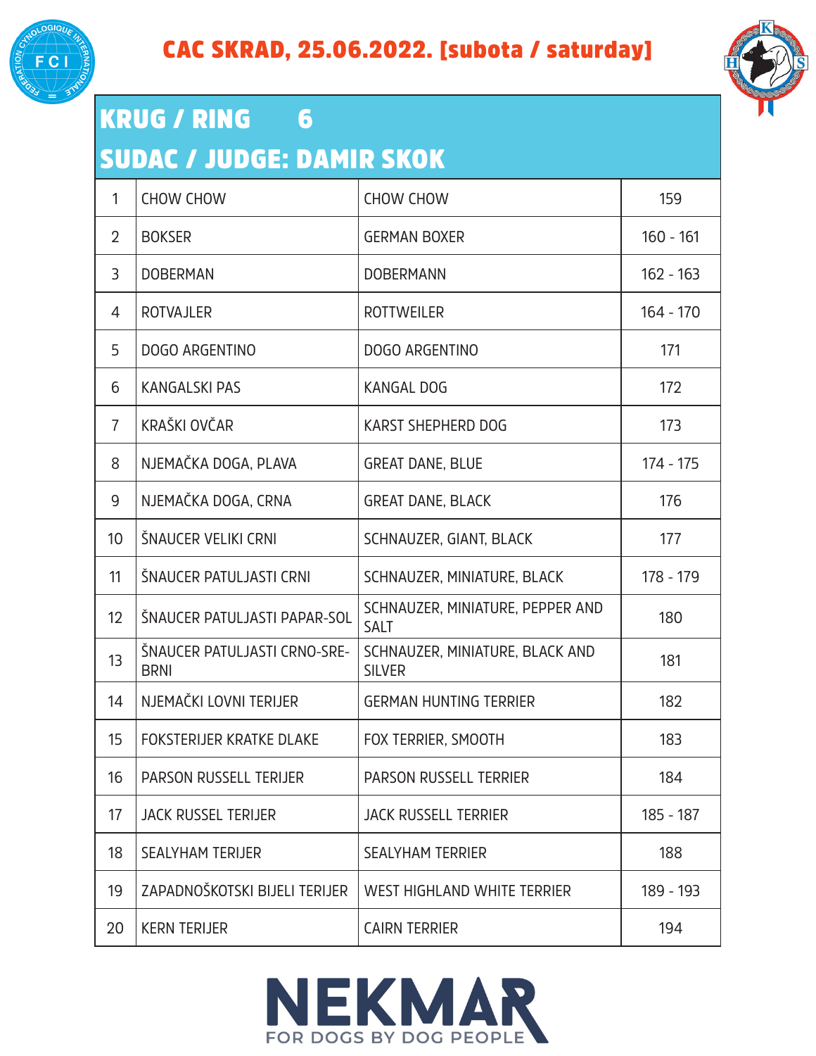# CAC SKRAD, 25.06.2022. [subota / saturday]

## KRUG / RING 6

## SUDAC / JUDGE: DAMIR SKOK

| | | | |
|---|---|---|---|
| 1 | CHOW CHOW | CHOW CHOW | 159 |
| 2 | BOKSER | GERMAN BOXER | 160 - 161 |
| 3 | DOBERMAN | DOBERMANN | 162 - 163 |
| 4 | ROTVAJLER | ROTTWEILER | 164 - 170 |
| 5 | DOGO ARGENTINO | DOGO ARGENTINO | 171 |
| 6 | KANGALSKI PAS | KANGAL DOG | 172 |
| 7 | KRAŠKI OVČAR | KARST SHEPHERD DOG | 173 |
| 8 | NJEMAČKA DOGA, PLAVA | GREAT DANE, BLUE | 174 - 175 |
| 9 | NJEMAČKA DOGA, CRNA | GREAT DANE, BLACK | 176 |
| 10 | ŠNAUCER VELIKI CRNI | SCHNAUZER, GIANT, BLACK | 177 |
| 11 | ŠNAUCER PATULJASTI CRNI | SCHNAUZER, MINIATURE, BLACK | 178 - 179 |
| 12 | ŠNAUCER PATULJASTI PAPAR-SOL | SCHNAUZER, MINIATURE, PEPPER AND SALT | 180 |
| 13 | ŠNAUCER PATULJASTI CRNO-SREBRNI | SCHNAUZER, MINIATURE, BLACK AND SILVER | 181 |
| 14 | NJEMAČKI LOVNI TERIJER | GERMAN HUNTING TERRIER | 182 |
| 15 | FOKSTERIJER KRATKE DLAKE | FOX TERRIER, SMOOTH | 183 |
| 16 | PARSON RUSSELL TERIJER | PARSON RUSSELL TERRIER | 184 |
| 17 | JACK RUSSEL TERIJER | JACK RUSSELL TERRIER | 185 - 187 |
| 18 | SEALYHAM TERIJER | SEALYHAM TERRIER | 188 |
| 19 | ZAPADNOŠKOTSKI BIJELI TERIJER | WEST HIGHLAND WHITE TERRIER | 189 - 193 |
| 20 | KERN TERIJER | CAIRN TERRIER | 194 |

NEKMAR
FOR DOGS BY DOG PEOPLE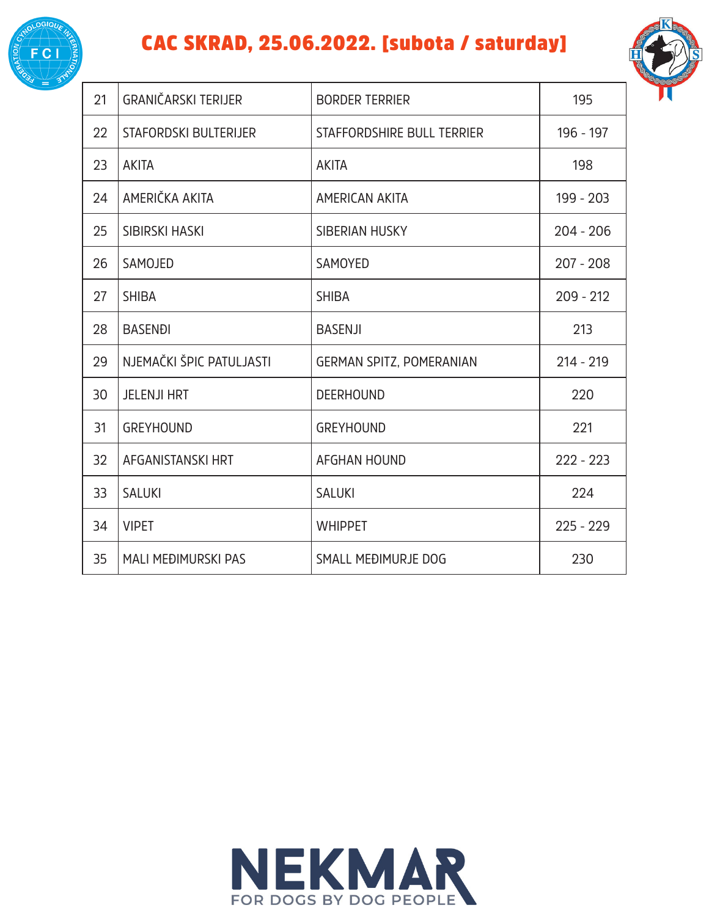# CAC SKRAD, 25.06.2022. [subota / saturday]

| 21 | GRANIČARSKI TERIJER | BORDER TERRIER | 195 |
|---|---|---|---|
| 22 | STAFORDSKI BULTERIJER | STAFFORDSHIRE BULL TERRIER | 196 - 197 |
| 23 | AKITA | AKITA | 198 |
| 24 | AMERIČKA AKITA | AMERICAN AKITA | 199 - 203 |
| 25 | SIBIRSKI HASKI | SIBERIAN HUSKY | 204 - 206 |
| 26 | SAMOJED | SAMOYED | 207 - 208 |
| 27 | SHIBA | SHIBA | 209 - 212 |
| 28 | BASENĐI | BASENJI | 213 |
| 29 | NJEMAČKI ŠPIC PATULJASTI | GERMAN SPITZ, POMERANIAN | 214 - 219 |
| 30 | JELENJI HRT | DEERHOUND | 220 |
| 31 | GREYHOUND | GREYHOUND | 221 |
| 32 | AFGANISTANSKI HRT | AFGHAN HOUND | 222 - 223 |
| 33 | SALUKI | SALUKI | 224 |
| 34 | VIPET | WHIPPET | 225 - 229 |
| 35 | MALI MEĐIMURSKI PAS | SMALL MEĐIMURJE DOG | 230 |

NEKMAR
FOR DOGS BY DOG PEOPLE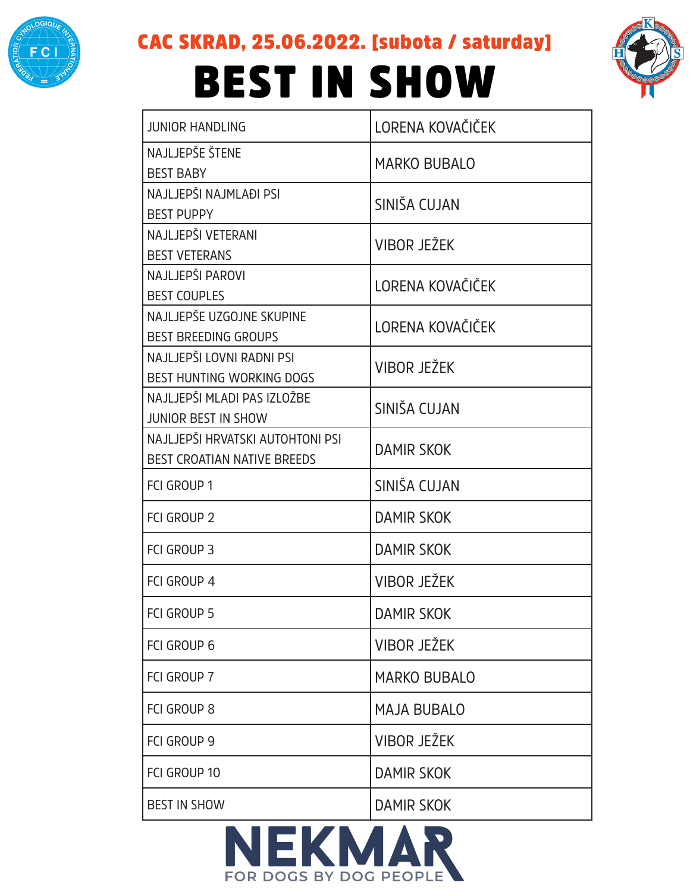## CAC SKRAD, 25.06.2022. [subota / saturday]

# BEST IN SHOW

| | |
|---|---|
| JUNIOR HANDLING | LORENA KOVAČIČEK |
| NAJLJEPŠE ŠTENE<br>BEST BABY | MARKO BUBALO |
| NAJLJEPŠI NAJMLAĐI PSI<br>BEST PUPPY | SINIŠA CUJAN |
| NAJLJEPŠI VETERANI<br>BEST VETERANS | VIBOR JEŽEK |
| NAJLJEPŠI PAROVI<br>BEST COUPLES | LORENA KOVAČIČEK |
| NAJLJEPŠE UZGOJNE SKUPINE<br>BEST BREEDING GROUPS | LORENA KOVAČIČEK |
| NAJLJEPŠI LOVNI RADNI PSI<br>BEST HUNTING WORKING DOGS | VIBOR JEŽEK |
| NAJLJEPŠI MLADI PAS IZLOŽBE<br>JUNIOR BEST IN SHOW | SINIŠA CUJAN |
| NAJLJEPŠI HRVATSKI AUTOHTONI PSI<br>BEST CROATIAN NATIVE BREEDS | DAMIR SKOK |
| FCI GROUP 1 | SINIŠA CUJAN |
| FCI GROUP 2 | DAMIR SKOK |
| FCI GROUP 3 | DAMIR SKOK |
| FCI GROUP 4 | VIBOR JEŽEK |
| FCI GROUP 5 | DAMIR SKOK |
| FCI GROUP 6 | VIBOR JEŽEK |
| FCI GROUP 7 | MARKO BUBALO |
| FCI GROUP 8 | MAJA BUBALO |
| FCI GROUP 9 | VIBOR JEŽEK |
| FCI GROUP 10 | DAMIR SKOK |
| BEST IN SHOW | DAMIR SKOK |

NEKMAR
FOR DOGS BY DOG PEOPLE